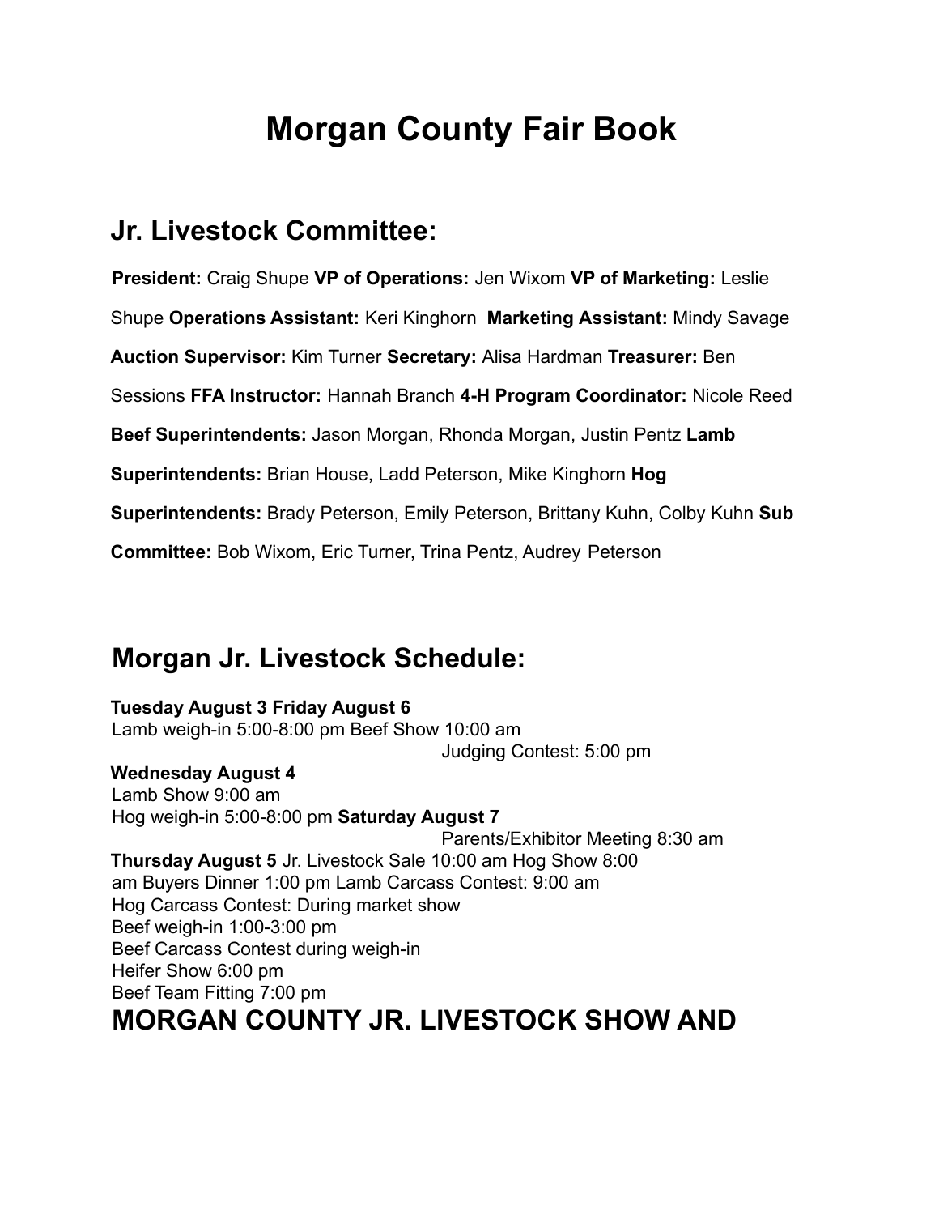# Morgan County Fair Book

## Jr. Livestock Committee:

**President:** Craig Shupe **VP of Operations:** Jen Wixom **VP of Marketing:** Leslie Shupe **Operations Assistant:** Keri Kinghorn **Marketing Assistant:** Mindy Savage **Auction Supervisor:** Kim Turner **Secretary:** Alisa Hardman **Treasurer:** Ben Sessions **FFA Instructor:** Hannah Branch **4-H Program Coordinator:** Nicole Reed **Beef Superintendents:** Jason Morgan, Rhonda Morgan, Justin Pentz **Lamb Superintendents:** Brian House, Ladd Peterson, Mike Kinghorn **Hog Superintendents:** Brady Peterson, Emily Peterson, Brittany Kuhn, Colby Kuhn **Sub Committee:** Bob Wixom, Eric Turner, Trina Pentz, Audrey Peterson

## Morgan Jr. Livestock Schedule:

**Tuesday August 3**
Lamb weigh-in 5:00-8:00 pm

**Wednesday August 4**
Lamb Show 9:00 am
Hog weigh-in 5:00-8:00 pm

**Thursday August 5**
Hog Show 8:00 am
Lamb Carcass Contest: 9:00 am
Hog Carcass Contest: During market show
Beef weigh-in 1:00-3:00 pm
Beef Carcass Contest during weigh-in
Heifer Show 6:00 pm
Beef Team Fitting 7:00 pm

**Friday August 6**
Beef Show 10:00 am
Judging Contest: 5:00 pm

**Saturday August 7**
Parents/Exhibitor Meeting 8:30 am
Jr. Livestock Sale 10:00 am
Buyers Dinner 1:00 pm

## MORGAN COUNTY JR. LIVESTOCK SHOW AND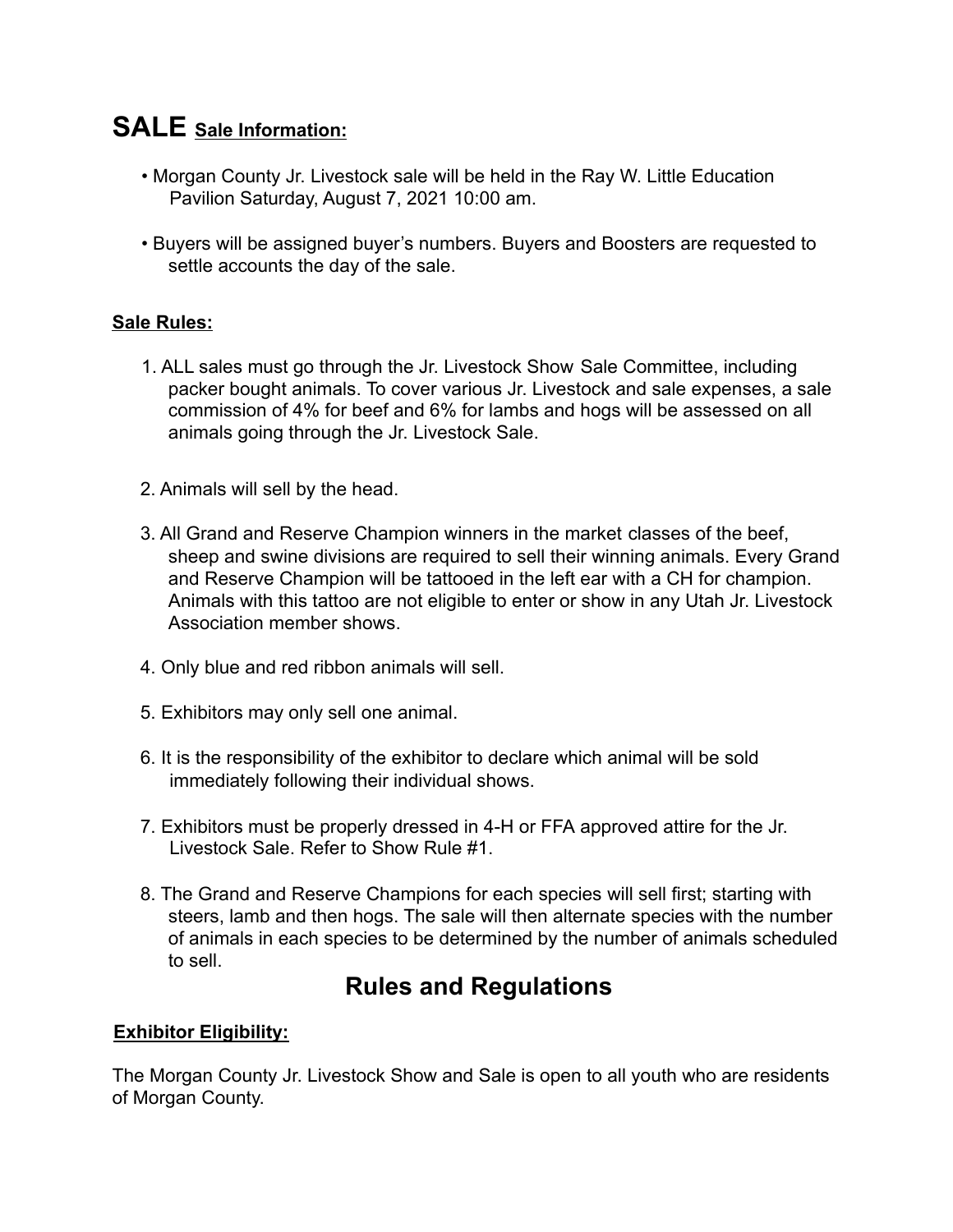# SALE Sale Information:

- Morgan County Jr. Livestock sale will be held in the Ray W. Little Education Pavilion Saturday, August 7, 2021 10:00 am.
- Buyers will be assigned buyer's numbers. Buyers and Boosters are requested to settle accounts the day of the sale.

**Sale Rules:**

1. ALL sales must go through the Jr. Livestock Show Sale Committee, including packer bought animals. To cover various Jr. Livestock and sale expenses, a sale commission of 4% for beef and 6% for lambs and hogs will be assessed on all animals going through the Jr. Livestock Sale.

2. Animals will sell by the head.

3. All Grand and Reserve Champion winners in the market classes of the beef, sheep and swine divisions are required to sell their winning animals. Every Grand and Reserve Champion will be tattooed in the left ear with a CH for champion. Animals with this tattoo are not eligible to enter or show in any Utah Jr. Livestock Association member shows.

4. Only blue and red ribbon animals will sell.

5. Exhibitors may only sell one animal.

6. It is the responsibility of the exhibitor to declare which animal will be sold immediately following their individual shows.

7. Exhibitors must be properly dressed in 4-H or FFA approved attire for the Jr. Livestock Sale. Refer to Show Rule #1.

8. The Grand and Reserve Champions for each species will sell first; starting with steers, lamb and then hogs. The sale will then alternate species with the number of animals in each species to be determined by the number of animals scheduled to sell.

## Rules and Regulations

**Exhibitor Eligibility:**

The Morgan County Jr. Livestock Show and Sale is open to all youth who are residents of Morgan County.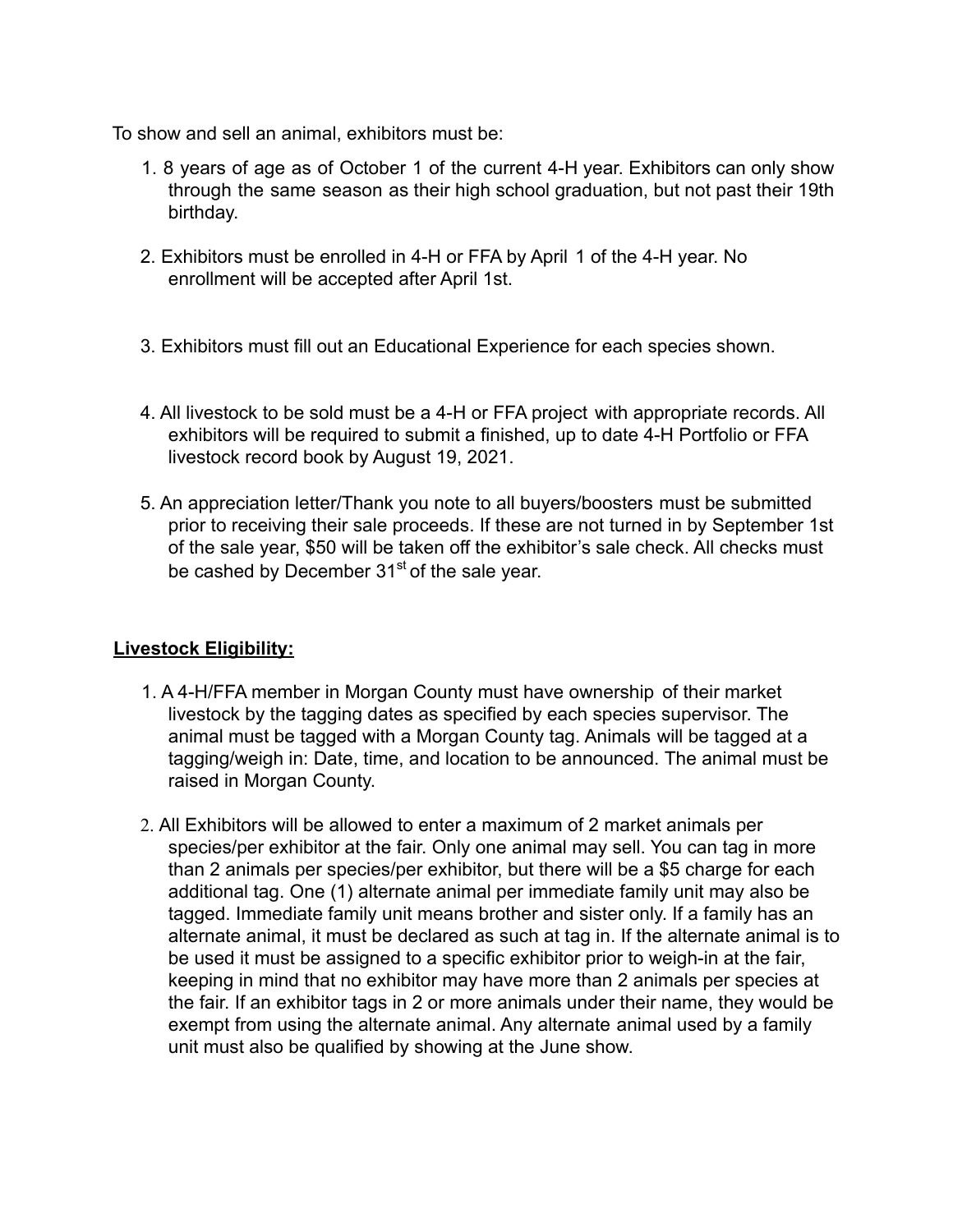To show and sell an animal, exhibitors must be:

1. 8 years of age as of October 1 of the current 4-H year. Exhibitors can only show through the same season as their high school graduation, but not past their 19th birthday.

2. Exhibitors must be enrolled in 4-H or FFA by April 1 of the 4-H year. No enrollment will be accepted after April 1st.

3. Exhibitors must fill out an Educational Experience for each species shown.

4. All livestock to be sold must be a 4-H or FFA project with appropriate records. All exhibitors will be required to submit a finished, up to date 4-H Portfolio or FFA livestock record book by August 19, 2021.

5. An appreciation letter/Thank you note to all buyers/boosters must be submitted prior to receiving their sale proceeds. If these are not turned in by September 1st of the sale year, $50 will be taken off the exhibitor's sale check. All checks must be cashed by December 31st of the sale year.

**Livestock Eligibility:**

1. A 4-H/FFA member in Morgan County must have ownership of their market livestock by the tagging dates as specified by each species supervisor. The animal must be tagged with a Morgan County tag. Animals will be tagged at a tagging/weigh in: Date, time, and location to be announced. The animal must be raised in Morgan County.

2. All Exhibitors will be allowed to enter a maximum of 2 market animals per species/per exhibitor at the fair. Only one animal may sell. You can tag in more than 2 animals per species/per exhibitor, but there will be a $5 charge for each additional tag. One (1) alternate animal per immediate family unit may also be tagged. Immediate family unit means brother and sister only. If a family has an alternate animal, it must be declared as such at tag in. If the alternate animal is to be used it must be assigned to a specific exhibitor prior to weigh-in at the fair, keeping in mind that no exhibitor may have more than 2 animals per species at the fair. If an exhibitor tags in 2 or more animals under their name, they would be exempt from using the alternate animal. Any alternate animal used by a family unit must also be qualified by showing at the June show.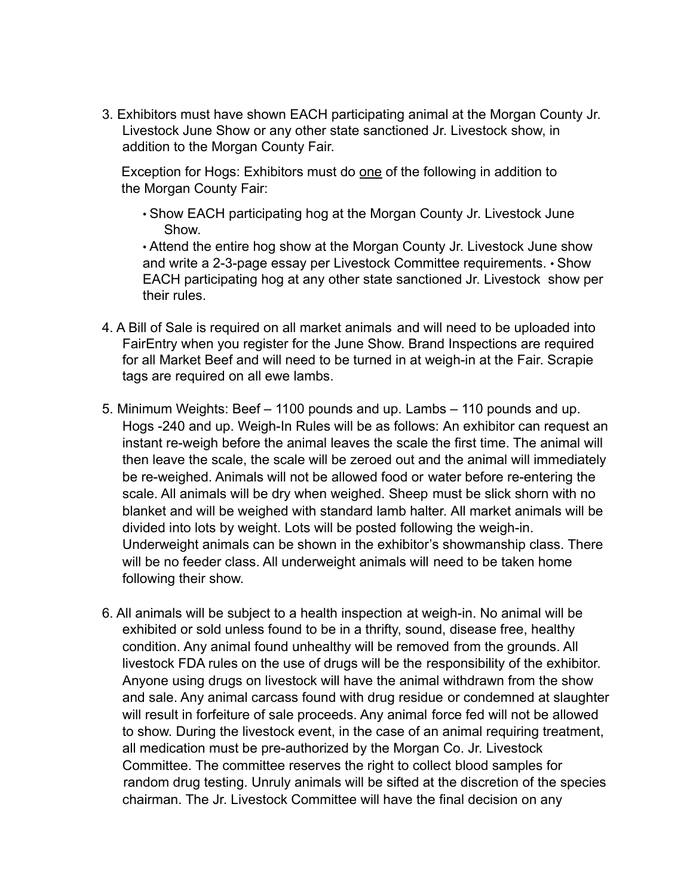3. Exhibitors must have shown EACH participating animal at the Morgan County Jr. Livestock June Show or any other state sanctioned Jr. Livestock show, in addition to the Morgan County Fair.

   Exception for Hogs: Exhibitors must do <u>one</u> of the following in addition to the Morgan County Fair:

   - Show EACH participating hog at the Morgan County Jr. Livestock June Show.
   - Attend the entire hog show at the Morgan County Jr. Livestock June show and write a 2-3-page essay per Livestock Committee requirements.
   - Show EACH participating hog at any other state sanctioned Jr. Livestock show per their rules.

4. A Bill of Sale is required on all market animals and will need to be uploaded into FairEntry when you register for the June Show. Brand Inspections are required for all Market Beef and will need to be turned in at weigh-in at the Fair. Scrapie tags are required on all ewe lambs.

5. Minimum Weights: Beef – 1100 pounds and up. Lambs – 110 pounds and up. Hogs -240 and up. Weigh-In Rules will be as follows: An exhibitor can request an instant re-weigh before the animal leaves the scale the first time. The animal will then leave the scale, the scale will be zeroed out and the animal will immediately be re-weighed. Animals will not be allowed food or water before re-entering the scale. All animals will be dry when weighed. Sheep must be slick shorn with no blanket and will be weighed with standard lamb halter. All market animals will be divided into lots by weight. Lots will be posted following the weigh-in. Underweight animals can be shown in the exhibitor's showmanship class. There will be no feeder class. All underweight animals will need to be taken home following their show.

6. All animals will be subject to a health inspection at weigh-in. No animal will be exhibited or sold unless found to be in a thrifty, sound, disease free, healthy condition. Any animal found unhealthy will be removed from the grounds. All livestock FDA rules on the use of drugs will be the responsibility of the exhibitor. Anyone using drugs on livestock will have the animal withdrawn from the show and sale. Any animal carcass found with drug residue or condemned at slaughter will result in forfeiture of sale proceeds. Any animal force fed will not be allowed to show. During the livestock event, in the case of an animal requiring treatment, all medication must be pre-authorized by the Morgan Co. Jr. Livestock Committee. The committee reserves the right to collect blood samples for random drug testing. Unruly animals will be sifted at the discretion of the species chairman. The Jr. Livestock Committee will have the final decision on any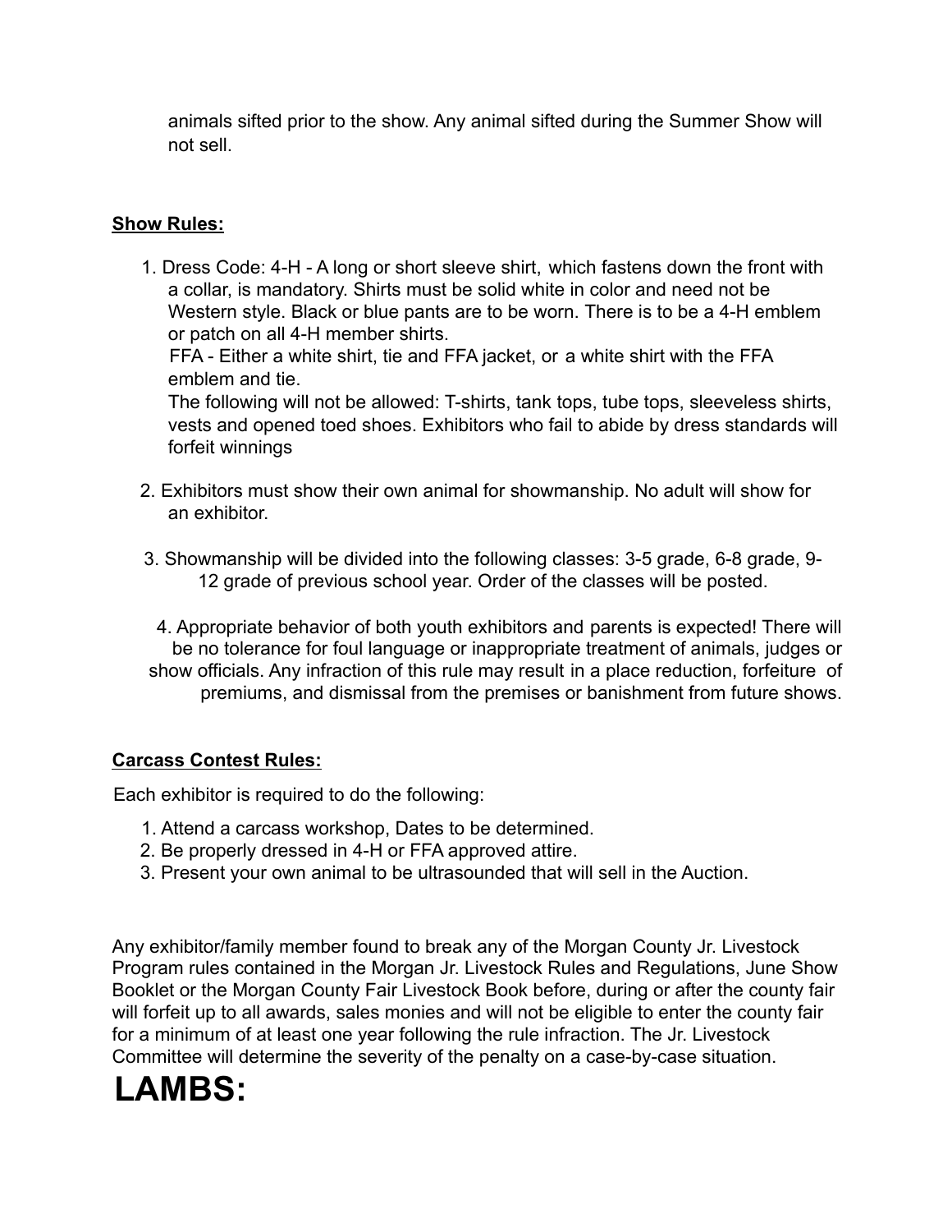animals sifted prior to the show. Any animal sifted during the Summer Show will not sell.

**Show Rules:**

1. Dress Code: 4-H - A long or short sleeve shirt, which fastens down the front with a collar, is mandatory. Shirts must be solid white in color and need not be Western style. Black or blue pants are to be worn. There is to be a 4-H emblem or patch on all 4-H member shirts.
   FFA - Either a white shirt, tie and FFA jacket, or a white shirt with the FFA emblem and tie.
   The following will not be allowed: T-shirts, tank tops, tube tops, sleeveless shirts, vests and opened toed shoes. Exhibitors who fail to abide by dress standards will forfeit winnings

2. Exhibitors must show their own animal for showmanship. No adult will show for an exhibitor.

3. Showmanship will be divided into the following classes: 3-5 grade, 6-8 grade, 9-12 grade of previous school year. Order of the classes will be posted.

4. Appropriate behavior of both youth exhibitors and parents is expected! There will be no tolerance for foul language or inappropriate treatment of animals, judges or show officials. Any infraction of this rule may result in a place reduction, forfeiture of premiums, and dismissal from the premises or banishment from future shows.

**Carcass Contest Rules:**

Each exhibitor is required to do the following:

1. Attend a carcass workshop, Dates to be determined.
2. Be properly dressed in 4-H or FFA approved attire.
3. Present your own animal to be ultrasounded that will sell in the Auction.

Any exhibitor/family member found to break any of the Morgan County Jr. Livestock Program rules contained in the Morgan Jr. Livestock Rules and Regulations, June Show Booklet or the Morgan County Fair Livestock Book before, during or after the county fair will forfeit up to all awards, sales monies and will not be eligible to enter the county fair for a minimum of at least one year following the rule infraction. The Jr. Livestock Committee will determine the severity of the penalty on a case-by-case situation.

# LAMBS: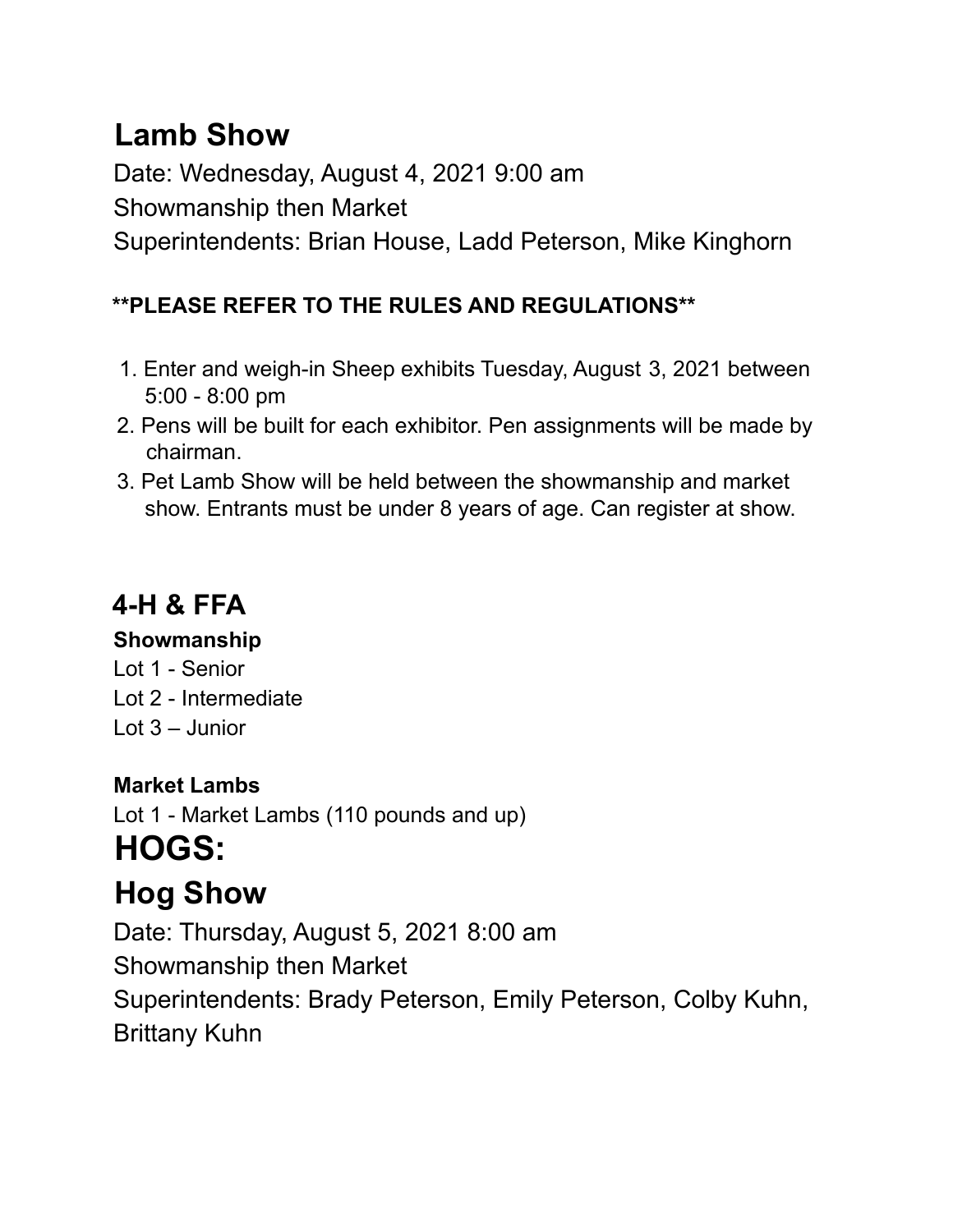## Lamb Show

Date: Wednesday, August 4, 2021 9:00 am

Showmanship then Market

Superintendents: Brian House, Ladd Peterson, Mike Kinghorn

**\*\*PLEASE REFER TO THE RULES AND REGULATIONS\*\***

1. Enter and weigh-in Sheep exhibits Tuesday, August 3, 2021 between 5:00 - 8:00 pm
2. Pens will be built for each exhibitor. Pen assignments will be made by chairman.
3. Pet Lamb Show will be held between the showmanship and market show. Entrants must be under 8 years of age. Can register at show.

## 4-H & FFA

**Showmanship**

Lot 1 - Senior
Lot 2 - Intermediate
Lot 3 – Junior

**Market Lambs**

Lot 1 - Market Lambs (110 pounds and up)

# HOGS:

## Hog Show

Date: Thursday, August 5, 2021 8:00 am

Showmanship then Market

Superintendents: Brady Peterson, Emily Peterson, Colby Kuhn, Brittany Kuhn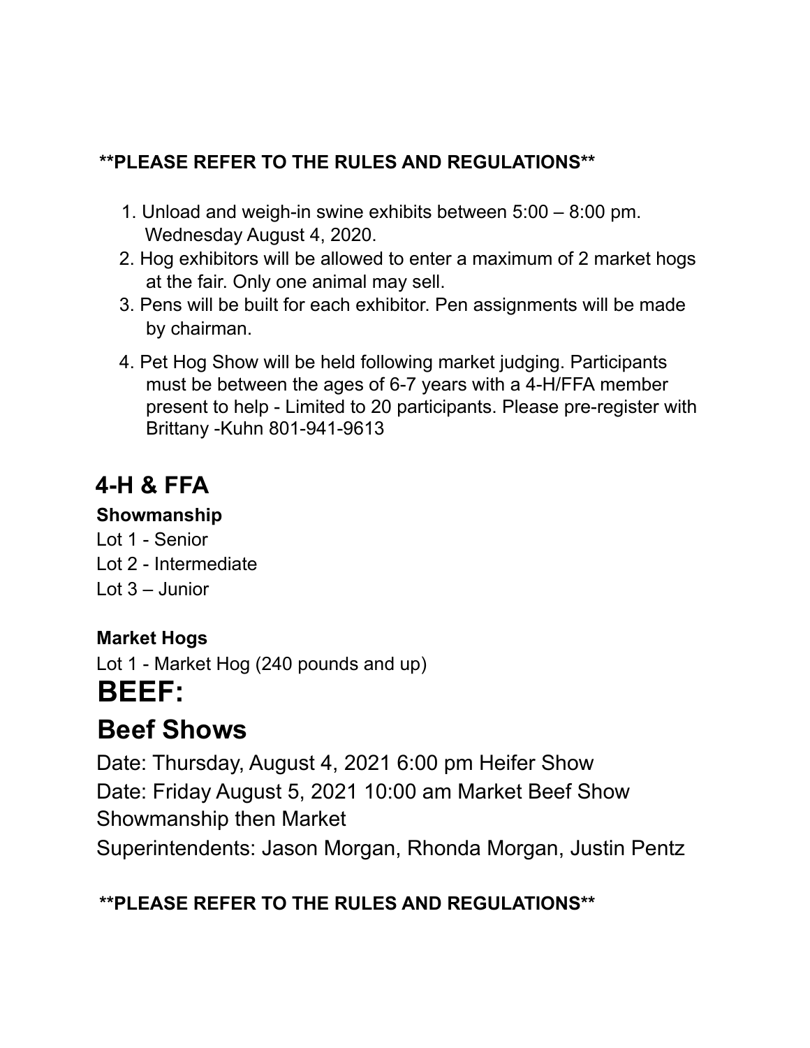**PLEASE REFER TO THE RULES AND REGULATIONS**

1. Unload and weigh-in swine exhibits between 5:00 – 8:00 pm. Wednesday August 4, 2020.
2. Hog exhibitors will be allowed to enter a maximum of 2 market hogs at the fair. Only one animal may sell.
3. Pens will be built for each exhibitor. Pen assignments will be made by chairman.
4. Pet Hog Show will be held following market judging. Participants must be between the ages of 6-7 years with a 4-H/FFA member present to help - Limited to 20 participants. Please pre-register with Brittany -Kuhn 801-941-9613

## 4-H & FFA

**Showmanship**

Lot 1 - Senior
Lot 2 - Intermediate
Lot 3 – Junior

**Market Hogs**

Lot 1 - Market Hog (240 pounds and up)

# BEEF:

## Beef Shows

Date: Thursday, August 4, 2021 6:00 pm Heifer Show
Date: Friday August 5, 2021 10:00 am Market Beef Show
Showmanship then Market
Superintendents: Jason Morgan, Rhonda Morgan, Justin Pentz

**PLEASE REFER TO THE RULES AND REGULATIONS**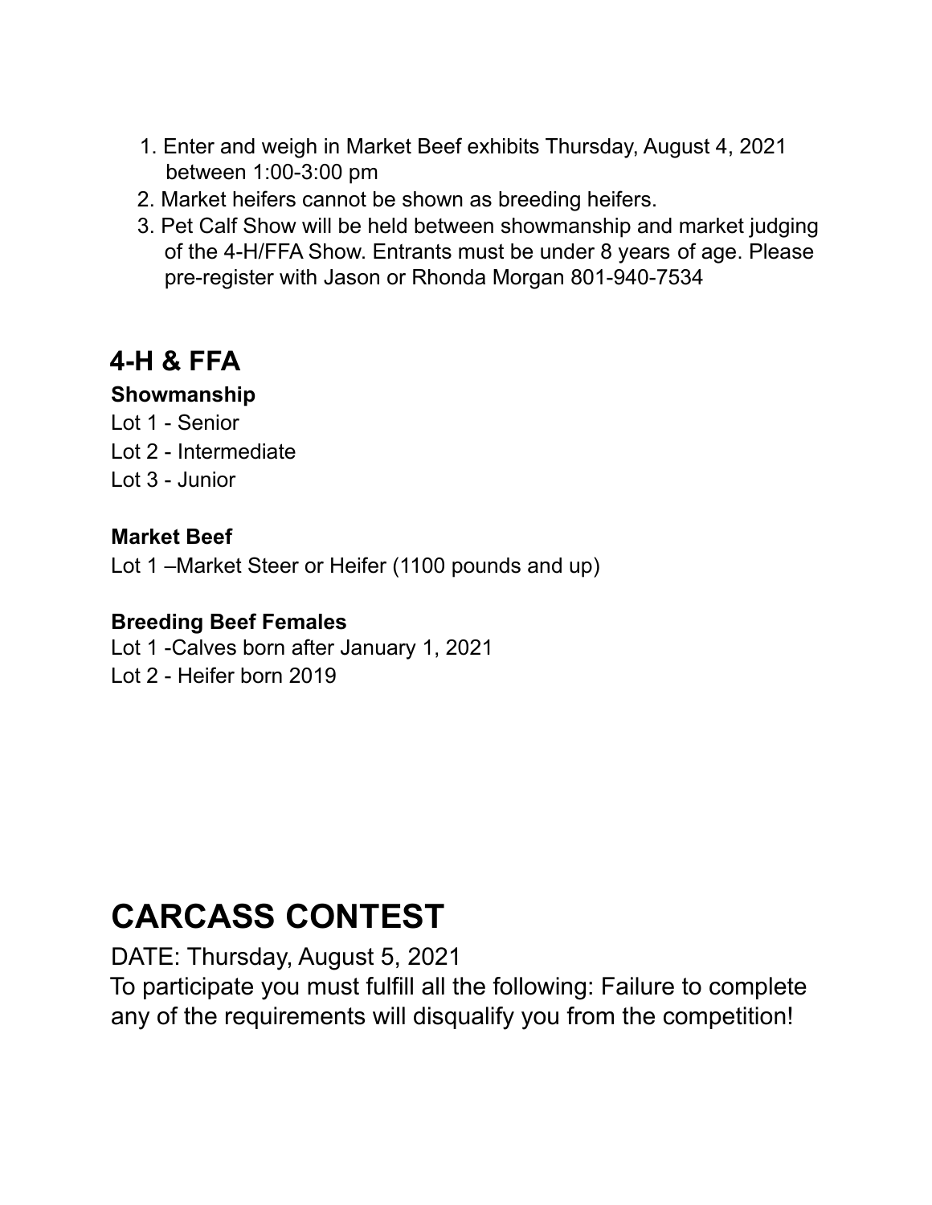1. Enter and weigh in Market Beef exhibits Thursday, August 4, 2021 between 1:00-3:00 pm
2. Market heifers cannot be shown as breeding heifers.
3. Pet Calf Show will be held between showmanship and market judging of the 4-H/FFA Show. Entrants must be under 8 years of age. Please pre-register with Jason or Rhonda Morgan 801-940-7534

## 4-H & FFA

**Showmanship**

Lot 1 - Senior
Lot 2 - Intermediate
Lot 3 - Junior

**Market Beef**

Lot 1 –Market Steer or Heifer (1100 pounds and up)

**Breeding Beef Females**

Lot 1 -Calves born after January 1, 2021
Lot 2 - Heifer born 2019

# CARCASS CONTEST

DATE: Thursday, August 5, 2021
To participate you must fulfill all the following: Failure to complete any of the requirements will disqualify you from the competition!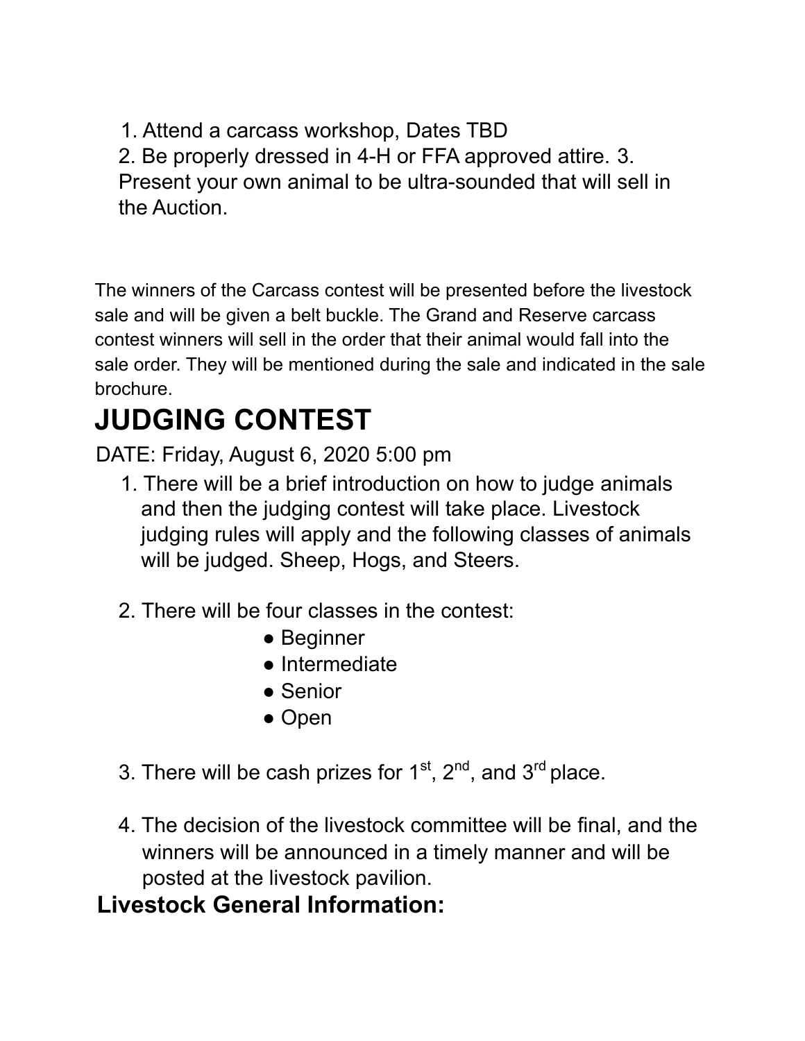1. Attend a carcass workshop, Dates TBD
2. Be properly dressed in 4-H or FFA approved attire.
3. Present your own animal to be ultra-sounded that will sell in the Auction.

The winners of the Carcass contest will be presented before the livestock sale and will be given a belt buckle. The Grand and Reserve carcass contest winners will sell in the order that their animal would fall into the sale order. They will be mentioned during the sale and indicated in the sale brochure.

# JUDGING CONTEST

DATE: Friday, August 6, 2020 5:00 pm

1. There will be a brief introduction on how to judge animals and then the judging contest will take place. Livestock judging rules will apply and the following classes of animals will be judged. Sheep, Hogs, and Steers.

2. There will be four classes in the contest:
   - Beginner
   - Intermediate
   - Senior
   - Open

3. There will be cash prizes for 1st, 2nd, and 3rd place.

4. The decision of the livestock committee will be final, and the winners will be announced in a timely manner and will be posted at the livestock pavilion.

## Livestock General Information: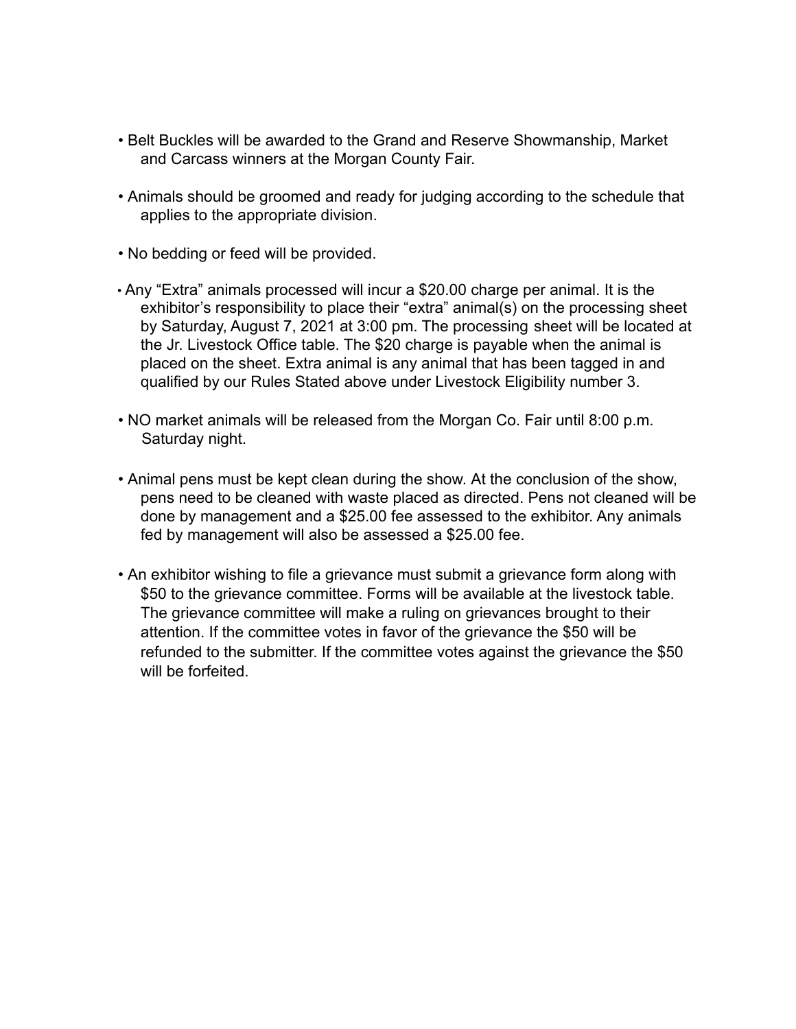- Belt Buckles will be awarded to the Grand and Reserve Showmanship, Market and Carcass winners at the Morgan County Fair.

- Animals should be groomed and ready for judging according to the schedule that applies to the appropriate division.

- No bedding or feed will be provided.

- Any “Extra” animals processed will incur a $20.00 charge per animal. It is the exhibitor’s responsibility to place their “extra” animal(s) on the processing sheet by Saturday, August 7, 2021 at 3:00 pm. The processing sheet will be located at the Jr. Livestock Office table. The $20 charge is payable when the animal is placed on the sheet. Extra animal is any animal that has been tagged in and qualified by our Rules Stated above under Livestock Eligibility number 3.

- NO market animals will be released from the Morgan Co. Fair until 8:00 p.m. Saturday night.

- Animal pens must be kept clean during the show. At the conclusion of the show, pens need to be cleaned with waste placed as directed. Pens not cleaned will be done by management and a $25.00 fee assessed to the exhibitor. Any animals fed by management will also be assessed a $25.00 fee.

- An exhibitor wishing to file a grievance must submit a grievance form along with $50 to the grievance committee. Forms will be available at the livestock table. The grievance committee will make a ruling on grievances brought to their attention. If the committee votes in favor of the grievance the $50 will be refunded to the submitter. If the committee votes against the grievance the $50 will be forfeited.